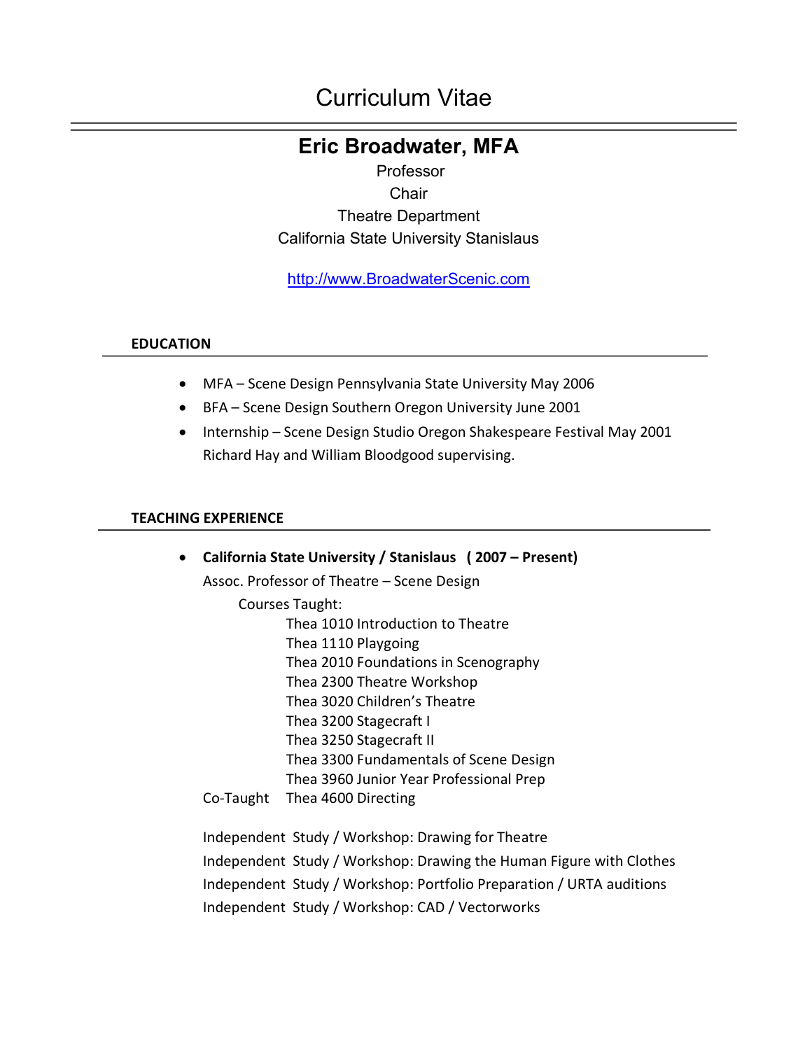# Curriculum Vitae

## Eric Broadwater, MFA

Professor

Chair

Theatre Department

California State University Stanislaus

http://www.BroadwaterScenic.com

### EDUCATION

- MFA – Scene Design Pennsylvania State University May 2006
- BFA – Scene Design Southern Oregon University June 2001
- Internship – Scene Design Studio Oregon Shakespeare Festival May 2001
  Richard Hay and William Bloodgood supervising.

### TEACHING EXPERIENCE

- **California State University / Stanislaus ( 2007 – Present)**

  Assoc. Professor of Theatre – Scene Design

  Courses Taught:

  Thea 1010 Introduction to Theatre
  Thea 1110 Playgoing
  Thea 2010 Foundations in Scenography
  Thea 2300 Theatre Workshop
  Thea 3020 Children's Theatre
  Thea 3200 Stagecraft I
  Thea 3250 Stagecraft II
  Thea 3300 Fundamentals of Scene Design
  Thea 3960 Junior Year Professional Prep

  Co-Taught Thea 4600 Directing

  Independent Study / Workshop: Drawing for Theatre
  Independent Study / Workshop: Drawing the Human Figure with Clothes
  Independent Study / Workshop: Portfolio Preparation / URTA auditions
  Independent Study / Workshop: CAD / Vectorworks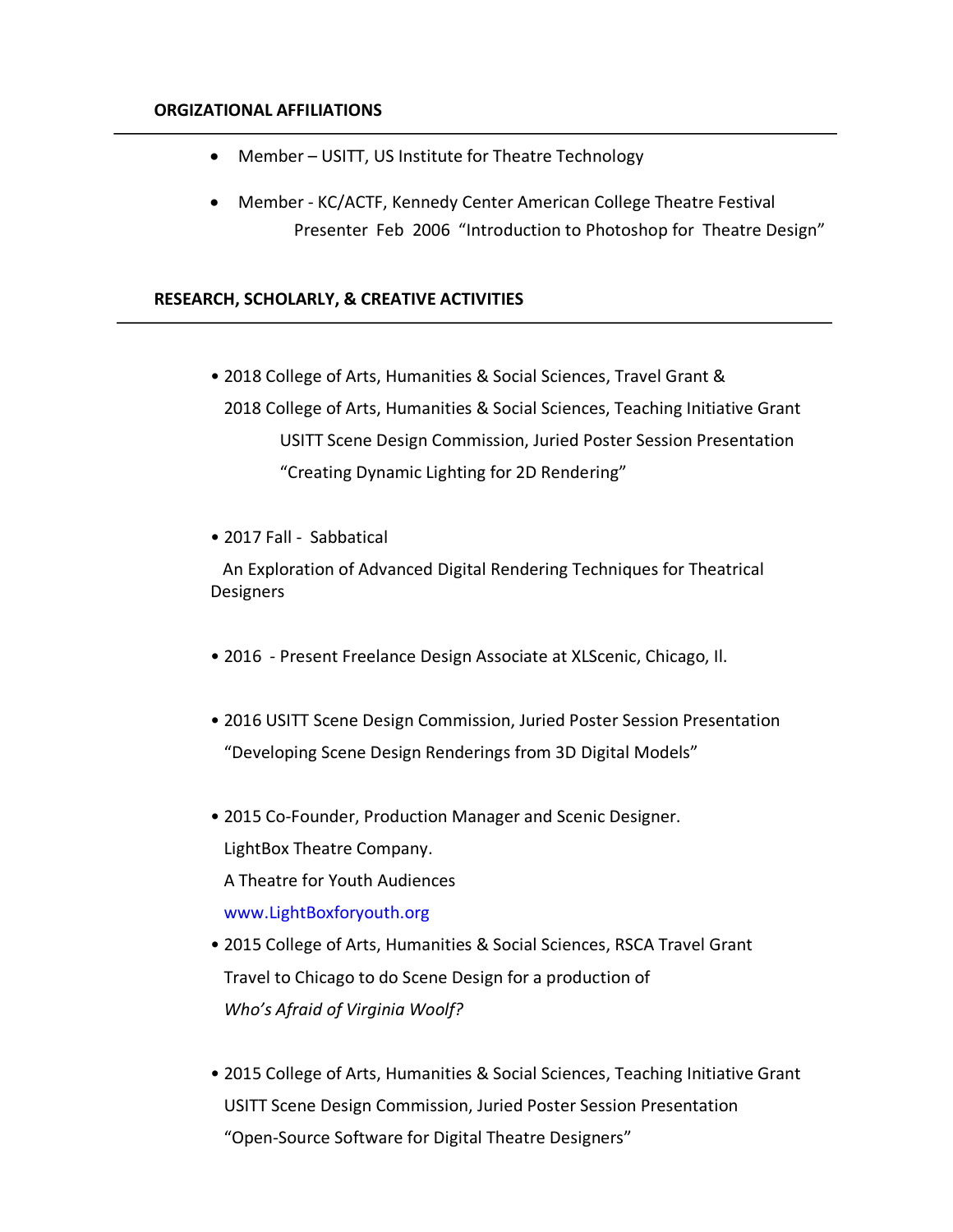**ORGIZATIONAL AFFILIATIONS**

- Member – USITT, US Institute for Theatre Technology
- Member - KC/ACTF, Kennedy Center American College Theatre Festival
  Presenter Feb 2006 "Introduction to Photoshop for Theatre Design"

**RESEARCH, SCHOLARLY, & CREATIVE ACTIVITIES**

- 2018 College of Arts, Humanities & Social Sciences, Travel Grant &
  2018 College of Arts, Humanities & Social Sciences, Teaching Initiative Grant
  USITT Scene Design Commission, Juried Poster Session Presentation
  "Creating Dynamic Lighting for 2D Rendering"

- 2017 Fall - Sabbatical
  An Exploration of Advanced Digital Rendering Techniques for Theatrical Designers

- 2016 - Present Freelance Design Associate at XLScenic, Chicago, Il.

- 2016 USITT Scene Design Commission, Juried Poster Session Presentation
  "Developing Scene Design Renderings from 3D Digital Models"

- 2015 Co-Founder, Production Manager and Scenic Designer.
  LightBox Theatre Company.
  A Theatre for Youth Audiences
  www.LightBoxforyouth.org
- 2015 College of Arts, Humanities & Social Sciences, RSCA Travel Grant
  Travel to Chicago to do Scene Design for a production of
  *Who's Afraid of Virginia Woolf?*

- 2015 College of Arts, Humanities & Social Sciences, Teaching Initiative Grant
  USITT Scene Design Commission, Juried Poster Session Presentation
  "Open-Source Software for Digital Theatre Designers"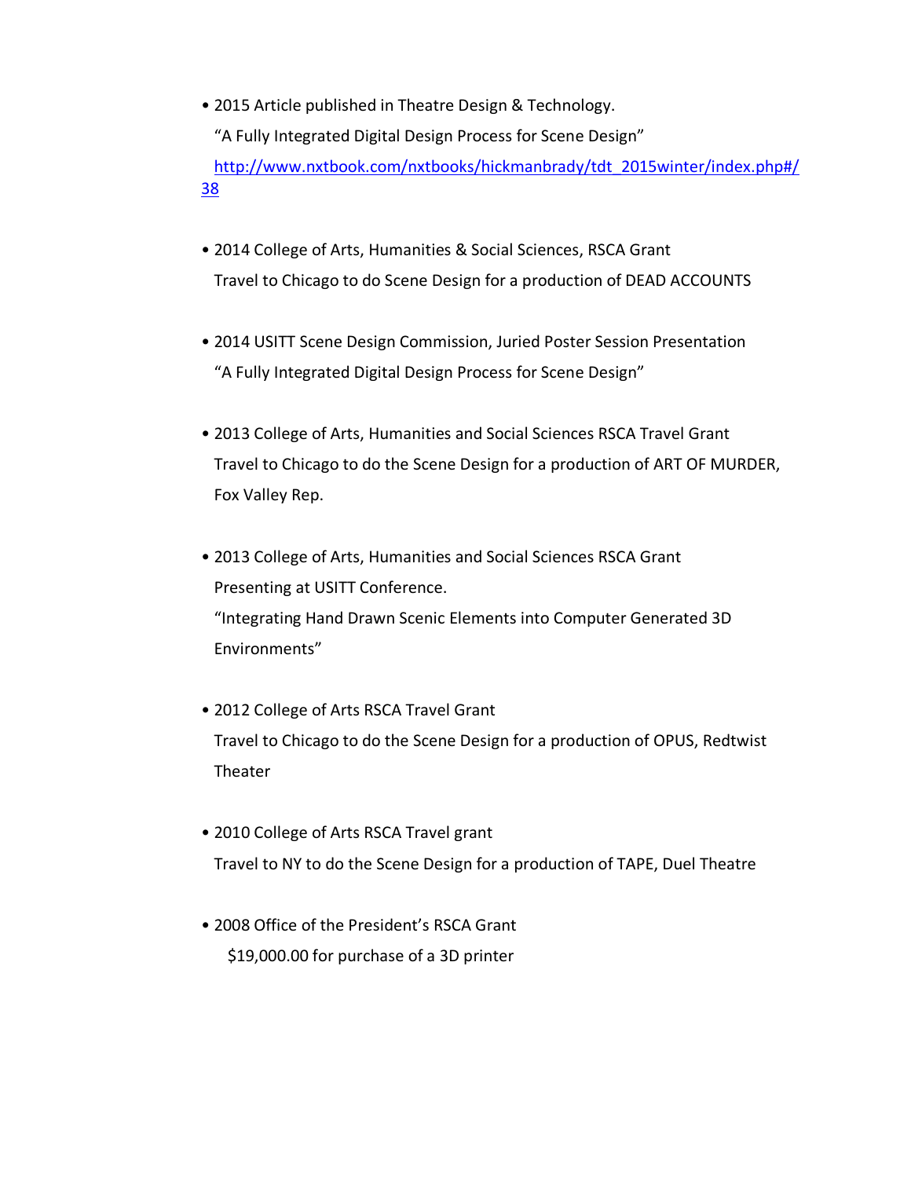- 2015 Article published in Theatre Design & Technology.
  "A Fully Integrated Digital Design Process for Scene Design"
  http://www.nxtbook.com/nxtbooks/hickmanbrady/tdt_2015winter/index.php#/38

- 2014 College of Arts, Humanities & Social Sciences, RSCA Grant
  Travel to Chicago to do Scene Design for a production of DEAD ACCOUNTS

- 2014 USITT Scene Design Commission, Juried Poster Session Presentation
  "A Fully Integrated Digital Design Process for Scene Design"

- 2013 College of Arts, Humanities and Social Sciences RSCA Travel Grant
  Travel to Chicago to do the Scene Design for a production of ART OF MURDER, Fox Valley Rep.

- 2013 College of Arts, Humanities and Social Sciences RSCA Grant
  Presenting at USITT Conference.
  "Integrating Hand Drawn Scenic Elements into Computer Generated 3D Environments"

- 2012 College of Arts RSCA Travel Grant
  Travel to Chicago to do the Scene Design for a production of OPUS, Redtwist Theater

- 2010 College of Arts RSCA Travel grant
  Travel to NY to do the Scene Design for a production of TAPE, Duel Theatre

- 2008 Office of the President's RSCA Grant
  $19,000.00 for purchase of a 3D printer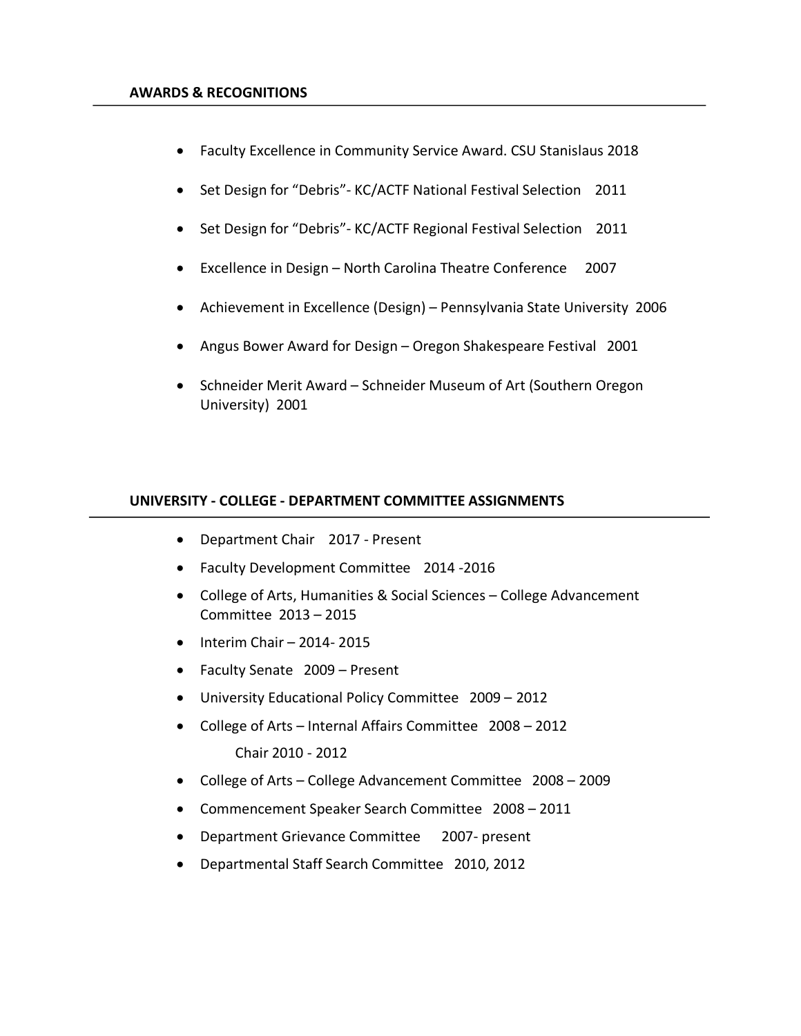## AWARDS & RECOGNITIONS

- Faculty Excellence in Community Service Award. CSU Stanislaus 2018
- Set Design for "Debris"- KC/ACTF National Festival Selection 2011
- Set Design for "Debris"- KC/ACTF Regional Festival Selection 2011
- Excellence in Design – North Carolina Theatre Conference 2007
- Achievement in Excellence (Design) – Pennsylvania State University 2006
- Angus Bower Award for Design – Oregon Shakespeare Festival 2001
- Schneider Merit Award – Schneider Museum of Art (Southern Oregon University) 2001

## UNIVERSITY - COLLEGE - DEPARTMENT COMMITTEE ASSIGNMENTS

- Department Chair 2017 - Present
- Faculty Development Committee 2014 -2016
- College of Arts, Humanities & Social Sciences – College Advancement Committee 2013 – 2015
- Interim Chair – 2014- 2015
- Faculty Senate 2009 – Present
- University Educational Policy Committee 2009 – 2012
- College of Arts – Internal Affairs Committee 2008 – 2012
  - Chair 2010 - 2012
- College of Arts – College Advancement Committee 2008 – 2009
- Commencement Speaker Search Committee 2008 – 2011
- Department Grievance Committee 2007- present
- Departmental Staff Search Committee 2010, 2012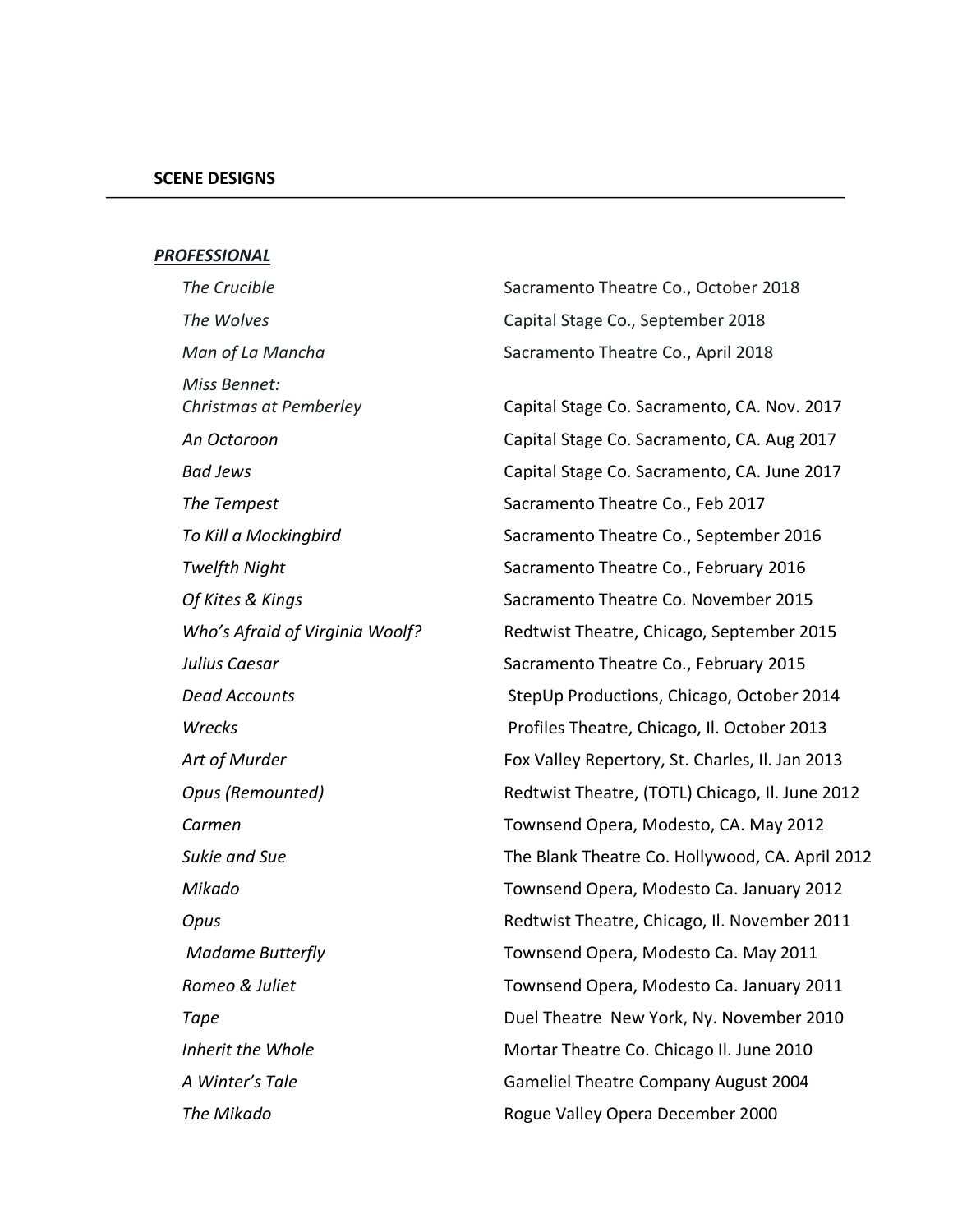## SCENE DESIGNS

***PROFESSIONAL***

| | |
|---|---|
| *The Crucible* | Sacramento Theatre Co., October 2018 |
| *The Wolves* | Capital Stage Co., September 2018 |
| *Man of La Mancha* | Sacramento Theatre Co., April 2018 |
| *Miss Bennet: Christmas at Pemberley* | Capital Stage Co. Sacramento, CA. Nov. 2017 |
| *An Octoroon* | Capital Stage Co. Sacramento, CA. Aug 2017 |
| *Bad Jews* | Capital Stage Co. Sacramento, CA. June 2017 |
| *The Tempest* | Sacramento Theatre Co., Feb 2017 |
| *To Kill a Mockingbird* | Sacramento Theatre Co., September 2016 |
| *Twelfth Night* | Sacramento Theatre Co., February 2016 |
| *Of Kites & Kings* | Sacramento Theatre Co. November 2015 |
| *Who's Afraid of Virginia Woolf?* | Redtwist Theatre, Chicago, September 2015 |
| *Julius Caesar* | Sacramento Theatre Co., February 2015 |
| *Dead Accounts* | StepUp Productions, Chicago, October 2014 |
| *Wrecks* | Profiles Theatre, Chicago, Il. October 2013 |
| *Art of Murder* | Fox Valley Repertory, St. Charles, Il. Jan 2013 |
| *Opus (Remounted)* | Redtwist Theatre, (TOTL) Chicago, Il. June 2012 |
| *Carmen* | Townsend Opera, Modesto, CA. May 2012 |
| *Sukie and Sue* | The Blank Theatre Co. Hollywood, CA. April 2012 |
| *Mikado* | Townsend Opera, Modesto Ca. January 2012 |
| *Opus* | Redtwist Theatre, Chicago, Il. November 2011 |
| *Madame Butterfly* | Townsend Opera, Modesto Ca. May 2011 |
| *Romeo & Juliet* | Townsend Opera, Modesto Ca. January 2011 |
| *Tape* | Duel Theatre New York, Ny. November 2010 |
| *Inherit the Whole* | Mortar Theatre Co. Chicago Il. June 2010 |
| *A Winter's Tale* | Gameliel Theatre Company August 2004 |
| *The Mikado* | Rogue Valley Opera December 2000 |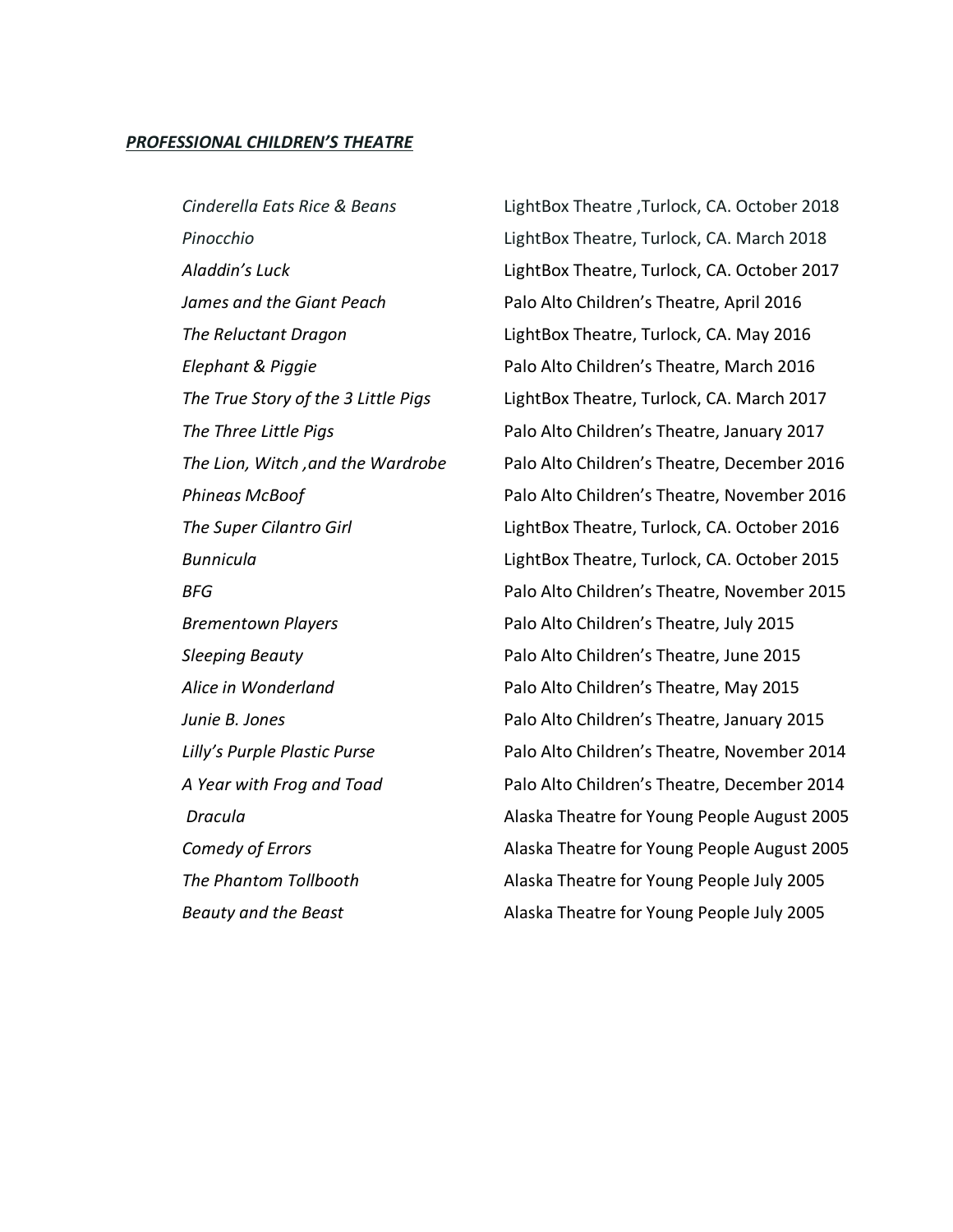***PROFESSIONAL CHILDREN'S THEATRE***

| | |
|---|---|
| *Cinderella Eats Rice & Beans* | LightBox Theatre ,Turlock, CA. October 2018 |
| *Pinocchio* | LightBox Theatre, Turlock, CA. March 2018 |
| *Aladdin's Luck* | LightBox Theatre, Turlock, CA. October 2017 |
| *James and the Giant Peach* | Palo Alto Children's Theatre, April 2016 |
| *The Reluctant Dragon* | LightBox Theatre, Turlock, CA. May 2016 |
| *Elephant & Piggie* | Palo Alto Children's Theatre, March 2016 |
| *The True Story of the 3 Little Pigs* | LightBox Theatre, Turlock, CA. March 2017 |
| *The Three Little Pigs* | Palo Alto Children's Theatre, January 2017 |
| *The Lion, Witch ,and the Wardrobe* | Palo Alto Children's Theatre, December 2016 |
| *Phineas McBoof* | Palo Alto Children's Theatre, November 2016 |
| *The Super Cilantro Girl* | LightBox Theatre, Turlock, CA. October 2016 |
| *Bunnicula* | LightBox Theatre, Turlock, CA. October 2015 |
| *BFG* | Palo Alto Children's Theatre, November 2015 |
| *Brementown Players* | Palo Alto Children's Theatre, July 2015 |
| *Sleeping Beauty* | Palo Alto Children's Theatre, June 2015 |
| *Alice in Wonderland* | Palo Alto Children's Theatre, May 2015 |
| *Junie B. Jones* | Palo Alto Children's Theatre, January 2015 |
| *Lilly's Purple Plastic Purse* | Palo Alto Children's Theatre, November 2014 |
| *A Year with Frog and Toad* | Palo Alto Children's Theatre, December 2014 |
| *Dracula* | Alaska Theatre for Young People August 2005 |
| *Comedy of Errors* | Alaska Theatre for Young People August 2005 |
| *The Phantom Tollbooth* | Alaska Theatre for Young People July 2005 |
| *Beauty and the Beast* | Alaska Theatre for Young People July 2005 |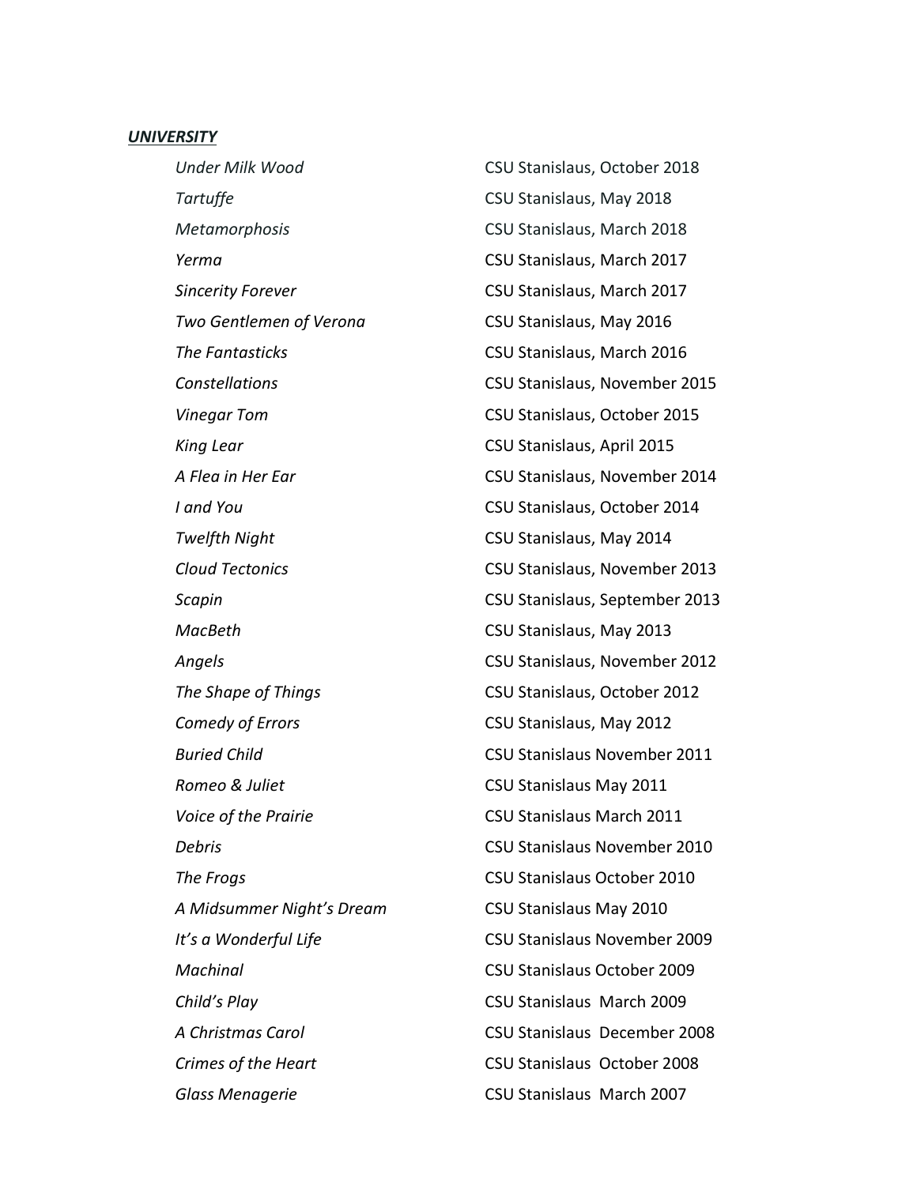***UNIVERSITY***

| | |
|---|---|
| *Under Milk Wood* | CSU Stanislaus, October 2018 |
| *Tartuffe* | CSU Stanislaus, May 2018 |
| *Metamorphosis* | CSU Stanislaus, March 2018 |
| *Yerma* | CSU Stanislaus, March 2017 |
| *Sincerity Forever* | CSU Stanislaus, March 2017 |
| *Two Gentlemen of Verona* | CSU Stanislaus, May 2016 |
| *The Fantasticks* | CSU Stanislaus, March 2016 |
| *Constellations* | CSU Stanislaus, November 2015 |
| *Vinegar Tom* | CSU Stanislaus, October 2015 |
| *King Lear* | CSU Stanislaus, April 2015 |
| *A Flea in Her Ear* | CSU Stanislaus, November 2014 |
| *I and You* | CSU Stanislaus, October 2014 |
| *Twelfth Night* | CSU Stanislaus, May 2014 |
| *Cloud Tectonics* | CSU Stanislaus, November 2013 |
| *Scapin* | CSU Stanislaus, September 2013 |
| *MacBeth* | CSU Stanislaus, May 2013 |
| *Angels* | CSU Stanislaus, November 2012 |
| *The Shape of Things* | CSU Stanislaus, October 2012 |
| *Comedy of Errors* | CSU Stanislaus, May 2012 |
| *Buried Child* | CSU Stanislaus November 2011 |
| *Romeo & Juliet* | CSU Stanislaus May 2011 |
| *Voice of the Prairie* | CSU Stanislaus March 2011 |
| *Debris* | CSU Stanislaus November 2010 |
| *The Frogs* | CSU Stanislaus October 2010 |
| *A Midsummer Night's Dream* | CSU Stanislaus May 2010 |
| *It's a Wonderful Life* | CSU Stanislaus November 2009 |
| *Machinal* | CSU Stanislaus October 2009 |
| *Child's Play* | CSU Stanislaus March 2009 |
| *A Christmas Carol* | CSU Stanislaus December 2008 |
| *Crimes of the Heart* | CSU Stanislaus October 2008 |
| *Glass Menagerie* | CSU Stanislaus March 2007 |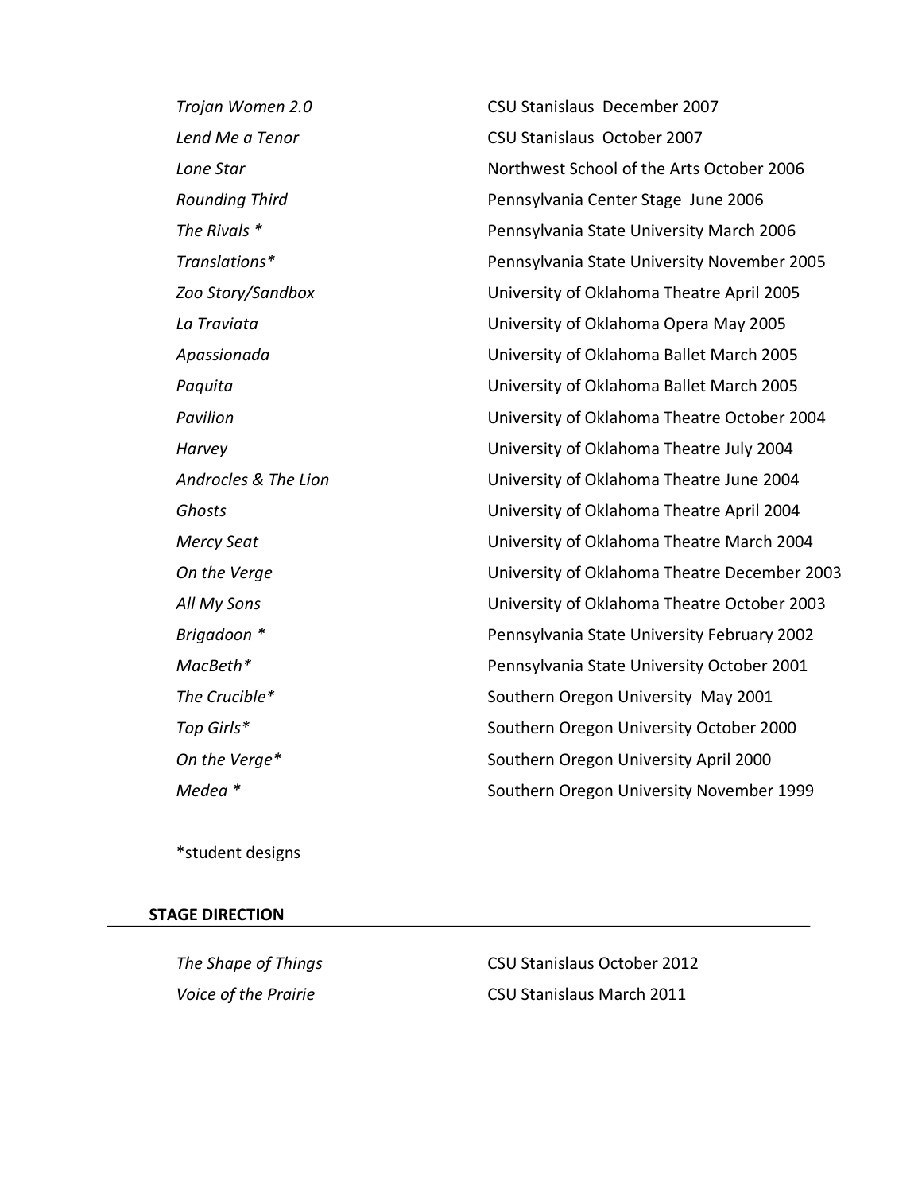| | |
|---|---|
| *Trojan Women 2.0* | CSU Stanislaus December 2007 |
| *Lend Me a Tenor* | CSU Stanislaus October 2007 |
| *Lone Star* | Northwest School of the Arts October 2006 |
| *Rounding Third* | Pennsylvania Center Stage June 2006 |
| *The Rivals* * | Pennsylvania State University March 2006 |
| *Translations** | Pennsylvania State University November 2005 |
| *Zoo Story/Sandbox* | University of Oklahoma Theatre April 2005 |
| *La Traviata* | University of Oklahoma Opera May 2005 |
| *Apassionada* | University of Oklahoma Ballet March 2005 |
| *Paquita* | University of Oklahoma Ballet March 2005 |
| *Pavilion* | University of Oklahoma Theatre October 2004 |
| *Harvey* | University of Oklahoma Theatre July 2004 |
| *Androcles & The Lion* | University of Oklahoma Theatre June 2004 |
| *Ghosts* | University of Oklahoma Theatre April 2004 |
| *Mercy Seat* | University of Oklahoma Theatre March 2004 |
| *On the Verge* | University of Oklahoma Theatre December 2003 |
| *All My Sons* | University of Oklahoma Theatre October 2003 |
| *Brigadoon* * | Pennsylvania State University February 2002 |
| *MacBeth** | Pennsylvania State University October 2001 |
| *The Crucible** | Southern Oregon University May 2001 |
| *Top Girls** | Southern Oregon University October 2000 |
| *On the Verge** | Southern Oregon University April 2000 |
| *Medea* * | Southern Oregon University November 1999 |

*student designs

## STAGE DIRECTION

| | |
|---|---|
| *The Shape of Things* | CSU Stanislaus October 2012 |
| *Voice of the Prairie* | CSU Stanislaus March 2011 |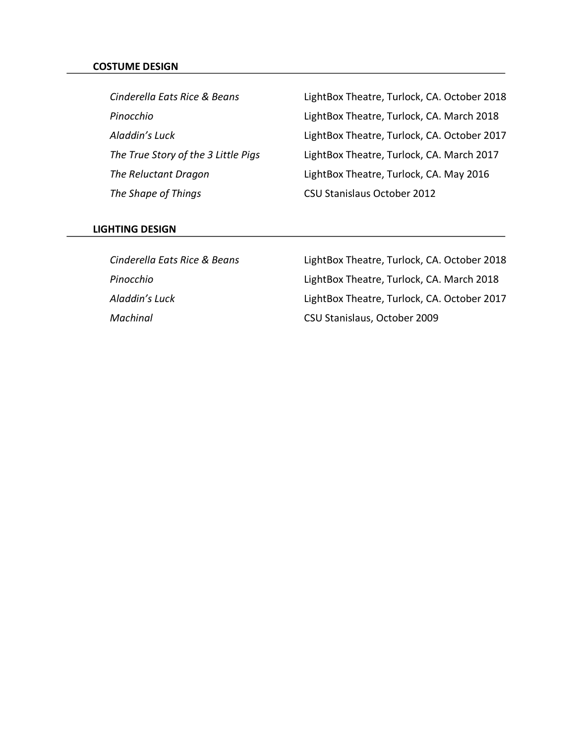**COSTUME DESIGN**

| | |
|---|---|
| *Cinderella Eats Rice & Beans* | LightBox Theatre, Turlock, CA. October 2018 |
| *Pinocchio* | LightBox Theatre, Turlock, CA. March 2018 |
| *Aladdin's Luck* | LightBox Theatre, Turlock, CA. October 2017 |
| *The True Story of the 3 Little Pigs* | LightBox Theatre, Turlock, CA. March 2017 |
| *The Reluctant Dragon* | LightBox Theatre, Turlock, CA. May 2016 |
| *The Shape of Things* | CSU Stanislaus October 2012 |

**LIGHTING DESIGN**

| | |
|---|---|
| *Cinderella Eats Rice & Beans* | LightBox Theatre, Turlock, CA. October 2018 |
| *Pinocchio* | LightBox Theatre, Turlock, CA. March 2018 |
| *Aladdin's Luck* | LightBox Theatre, Turlock, CA. October 2017 |
| *Machinal* | CSU Stanislaus, October 2009 |